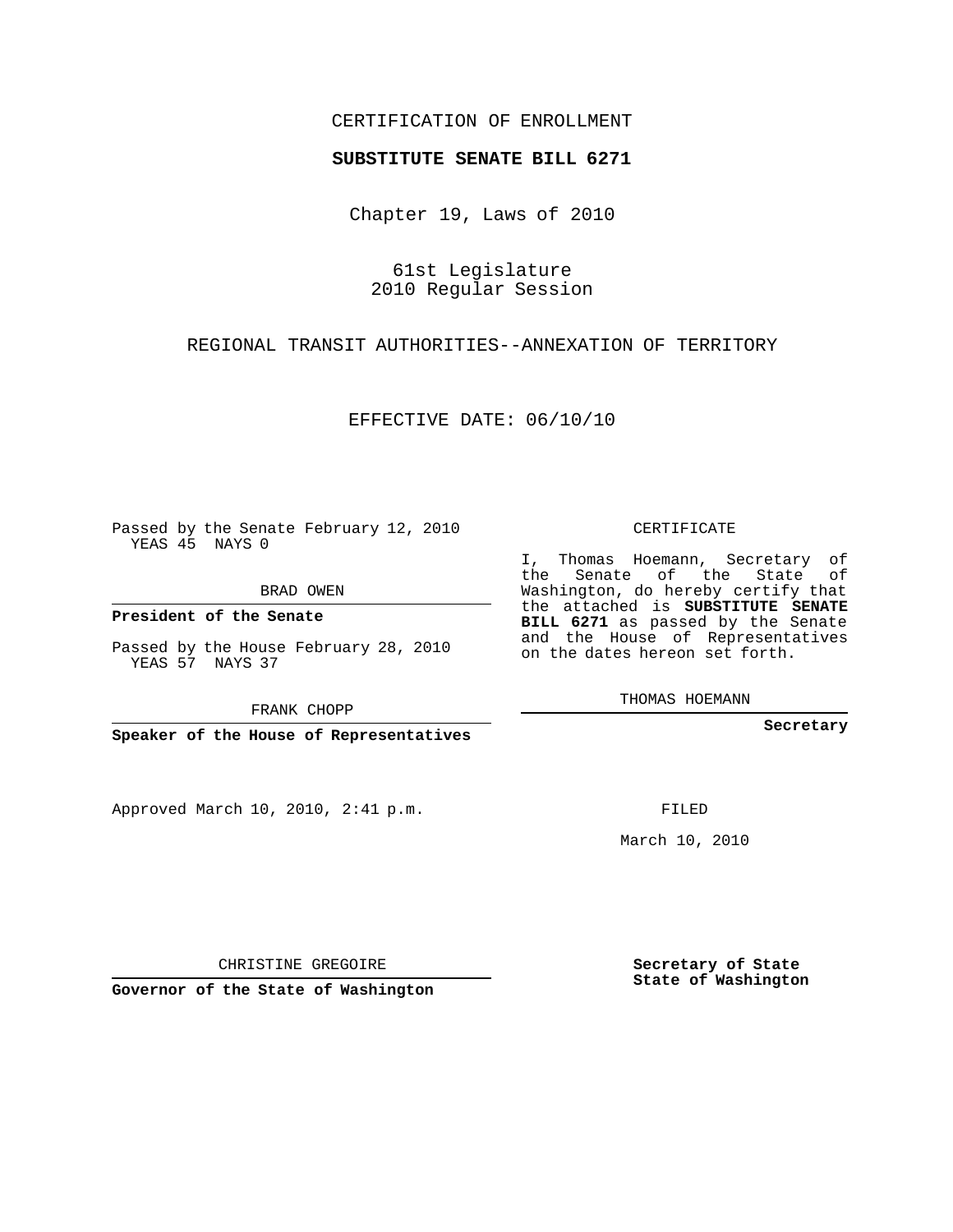CERTIFICATION OF ENROLLMENT

**SUBSTITUTE SENATE BILL 6271**

Chapter 19, Laws of 2010

61st Legislature
2010 Regular Session

REGIONAL TRANSIT AUTHORITIES--ANNEXATION OF TERRITORY

EFFECTIVE DATE: 06/10/10

Passed by the Senate February 12, 2010
YEAS 45 NAYS 0

BRAD OWEN

**President of the Senate**

Passed by the House February 28, 2010
YEAS 57 NAYS 37

FRANK CHOPP

**Speaker of the House of Representatives**

Approved March 10, 2010, 2:41 p.m.

CHRISTINE GREGOIRE

**Governor of the State of Washington**

CERTIFICATE

I, Thomas Hoemann, Secretary of the Senate of the State of Washington, do hereby certify that the attached is **SUBSTITUTE SENATE BILL 6271** as passed by the Senate and the House of Representatives on the dates hereon set forth.

THOMAS HOEMANN

**Secretary**

FILED

March 10, 2010

**Secretary of State**
**State of Washington**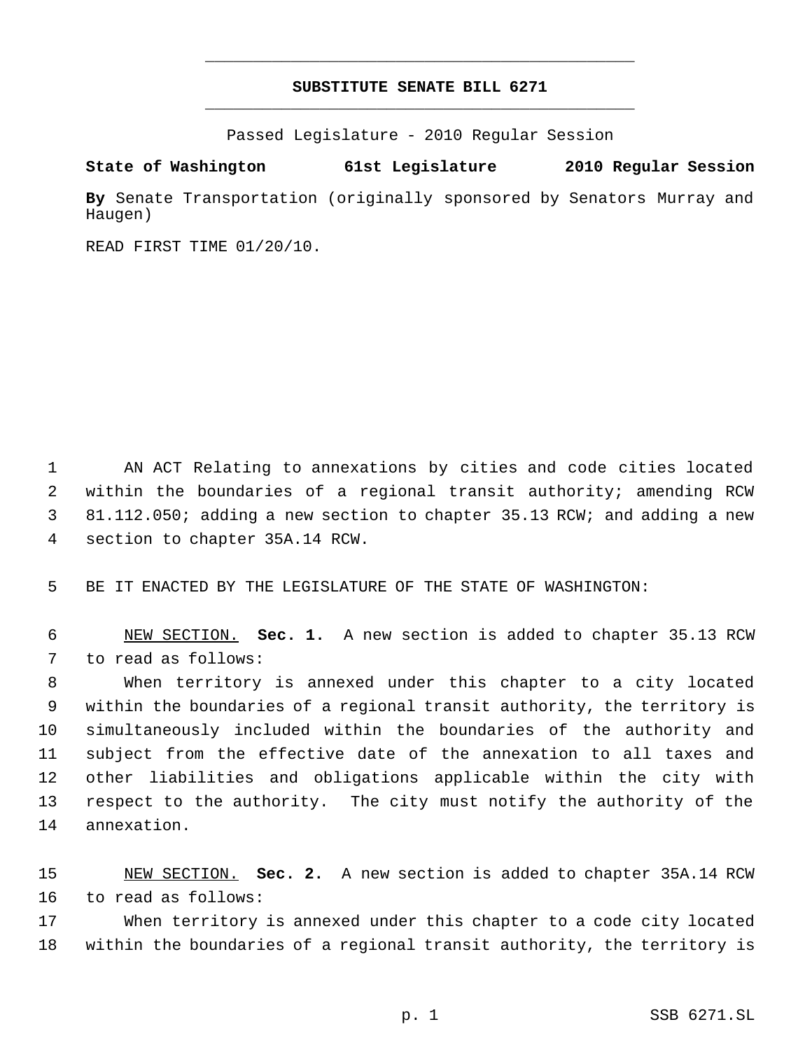# SUBSTITUTE SENATE BILL 6271

Passed Legislature - 2010 Regular Session

**State of Washington 61st Legislature 2010 Regular Session**

**By** Senate Transportation (originally sponsored by Senators Murray and Haugen)

READ FIRST TIME 01/20/10.

AN ACT Relating to annexations by cities and code cities located within the boundaries of a regional transit authority; amending RCW 81.112.050; adding a new section to chapter 35.13 RCW; and adding a new section to chapter 35A.14 RCW.

BE IT ENACTED BY THE LEGISLATURE OF THE STATE OF WASHINGTON:

NEW SECTION. **Sec. 1.** A new section is added to chapter 35.13 RCW to read as follows:

When territory is annexed under this chapter to a city located within the boundaries of a regional transit authority, the territory is simultaneously included within the boundaries of the authority and subject from the effective date of the annexation to all taxes and other liabilities and obligations applicable within the city with respect to the authority. The city must notify the authority of the annexation.

NEW SECTION. **Sec. 2.** A new section is added to chapter 35A.14 RCW to read as follows:

When territory is annexed under this chapter to a code city located within the boundaries of a regional transit authority, the territory is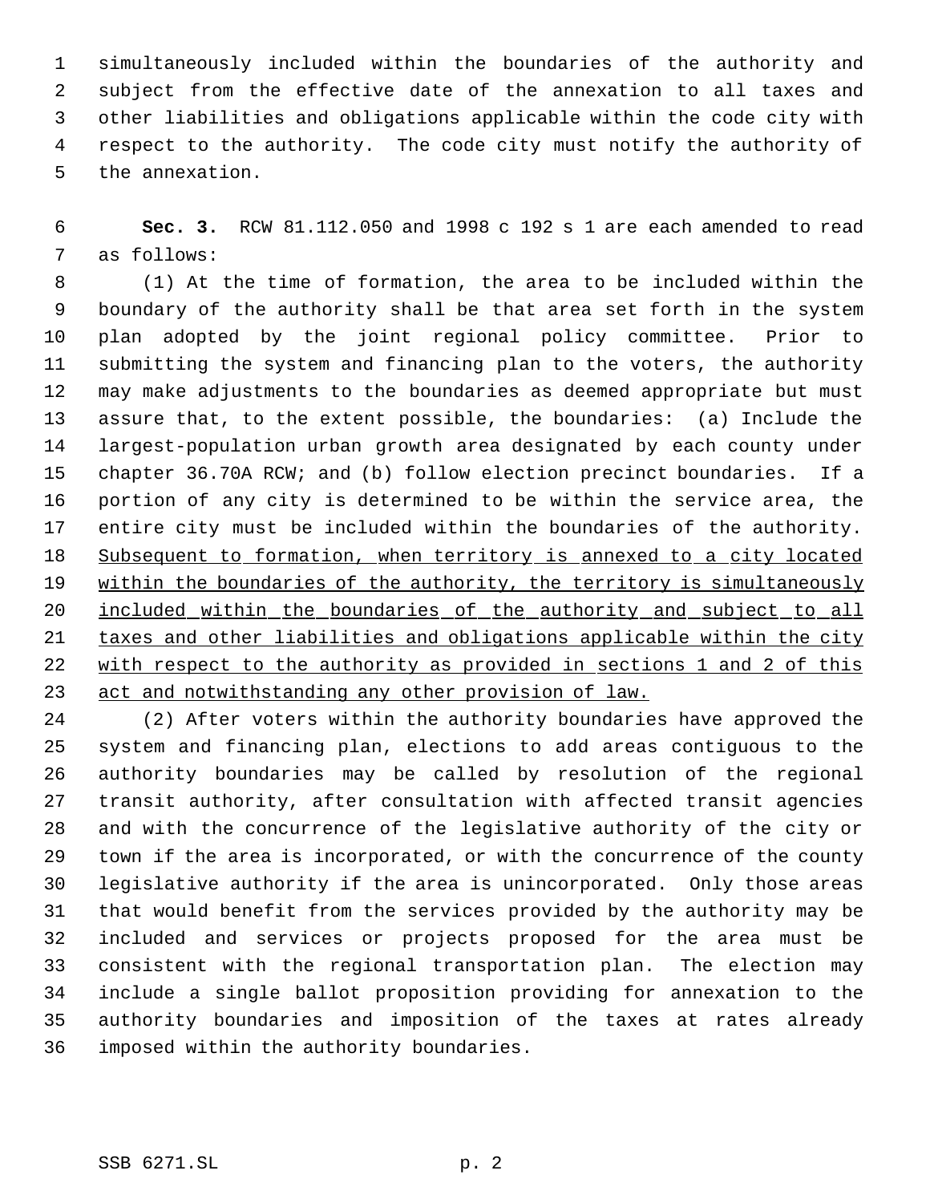simultaneously included within the boundaries of the authority and subject from the effective date of the annexation to all taxes and other liabilities and obligations applicable within the code city with respect to the authority. The code city must notify the authority of the annexation.

**Sec. 3.** RCW 81.112.050 and 1998 c 192 s 1 are each amended to read as follows:

(1) At the time of formation, the area to be included within the boundary of the authority shall be that area set forth in the system plan adopted by the joint regional policy committee. Prior to submitting the system and financing plan to the voters, the authority may make adjustments to the boundaries as deemed appropriate but must assure that, to the extent possible, the boundaries: (a) Include the largest-population urban growth area designated by each county under chapter 36.70A RCW; and (b) follow election precinct boundaries. If a portion of any city is determined to be within the service area, the entire city must be included within the boundaries of the authority. <u>Subsequent to formation, when territory is annexed to a city located within the boundaries of the authority, the territory is simultaneously included within the boundaries of the authority and subject to all taxes and other liabilities and obligations applicable within the city with respect to the authority as provided in sections 1 and 2 of this act and notwithstanding any other provision of law.</u>

(2) After voters within the authority boundaries have approved the system and financing plan, elections to add areas contiguous to the authority boundaries may be called by resolution of the regional transit authority, after consultation with affected transit agencies and with the concurrence of the legislative authority of the city or town if the area is incorporated, or with the concurrence of the county legislative authority if the area is unincorporated. Only those areas that would benefit from the services provided by the authority may be included and services or projects proposed for the area must be consistent with the regional transportation plan. The election may include a single ballot proposition providing for annexation to the authority boundaries and imposition of the taxes at rates already imposed within the authority boundaries.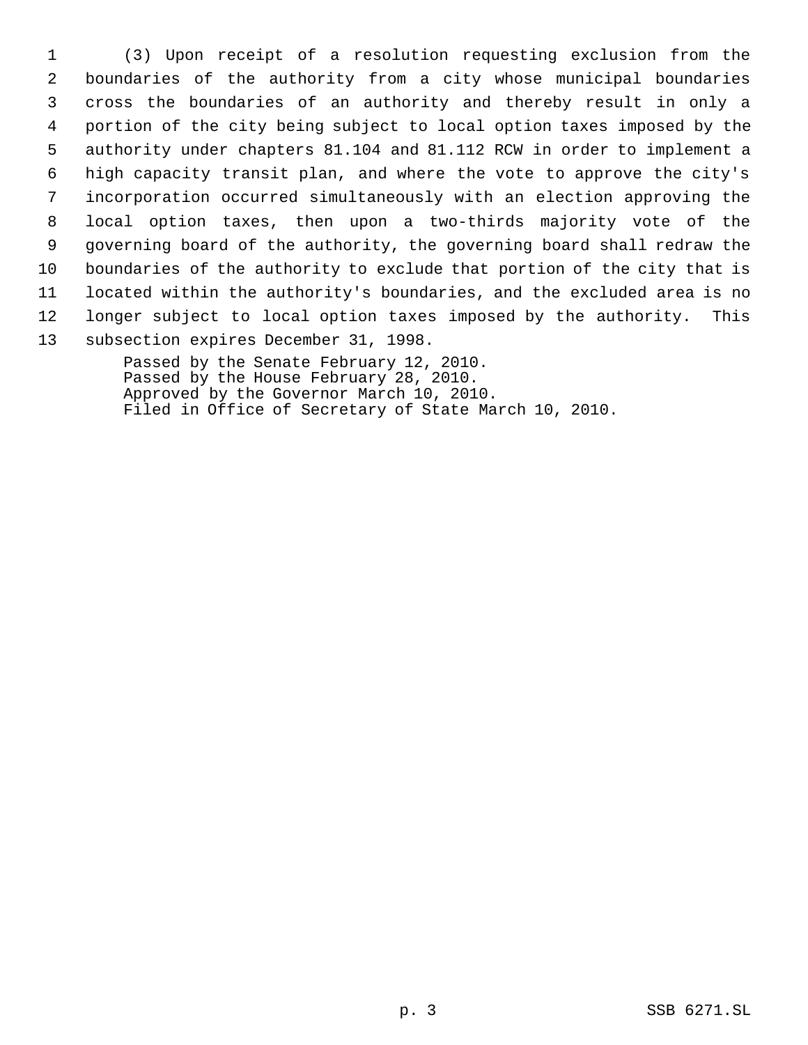(3) Upon receipt of a resolution requesting exclusion from the boundaries of the authority from a city whose municipal boundaries cross the boundaries of an authority and thereby result in only a portion of the city being subject to local option taxes imposed by the authority under chapters 81.104 and 81.112 RCW in order to implement a high capacity transit plan, and where the vote to approve the city's incorporation occurred simultaneously with an election approving the local option taxes, then upon a two-thirds majority vote of the governing board of the authority, the governing board shall redraw the boundaries of the authority to exclude that portion of the city that is located within the authority's boundaries, and the excluded area is no longer subject to local option taxes imposed by the authority. This subsection expires December 31, 1998.

Passed by the Senate February 12, 2010.
Passed by the House February 28, 2010.
Approved by the Governor March 10, 2010.
Filed in Office of Secretary of State March 10, 2010.